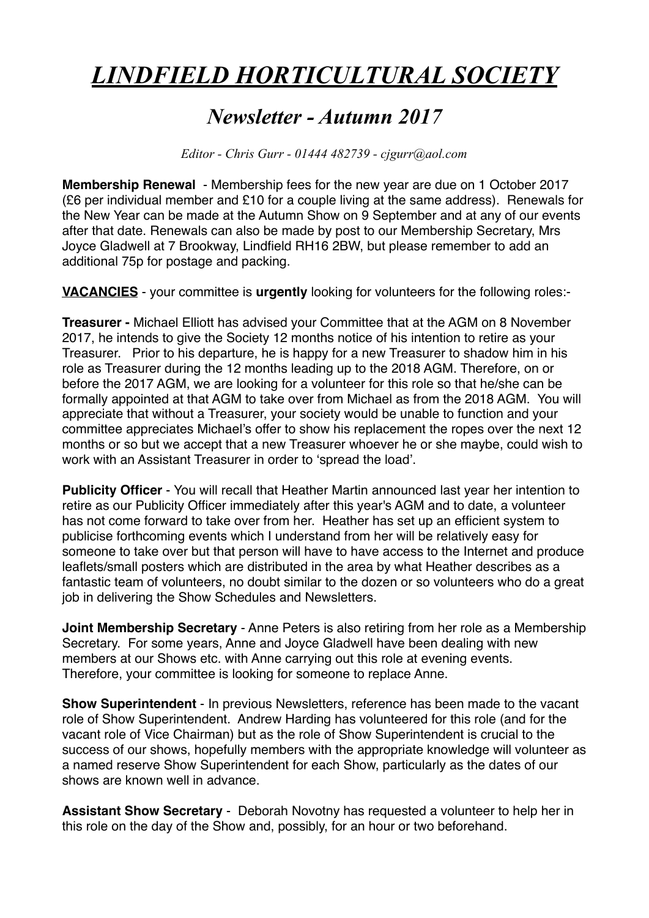// LINDFIELD HORTICULTURAL SOCIETY
# ***LINDFIELD HORTICULTURAL SOCIETY***

## *Newsletter - Autumn 2017*

*Editor - Chris Gurr - 01444 482739 - cjgurr@aol.com*

**Membership Renewal** - Membership fees for the new year are due on 1 October 2017 (£6 per individual member and £10 for a couple living at the same address). Renewals for the New Year can be made at the Autumn Show on 9 September and at any of our events after that date. Renewals can also be made by post to our Membership Secretary, Mrs Joyce Gladwell at 7 Brookway, Lindfield RH16 2BW, but please remember to add an additional 75p for postage and packing.

**VACANCIES** - your committee is **urgently** looking for volunteers for the following roles:-

**Treasurer -** Michael Elliott has advised your Committee that at the AGM on 8 November 2017, he intends to give the Society 12 months notice of his intention to retire as your Treasurer. Prior to his departure, he is happy for a new Treasurer to shadow him in his role as Treasurer during the 12 months leading up to the 2018 AGM. Therefore, on or before the 2017 AGM, we are looking for a volunteer for this role so that he/she can be formally appointed at that AGM to take over from Michael as from the 2018 AGM. You will appreciate that without a Treasurer, your society would be unable to function and your committee appreciates Michael's offer to show his replacement the ropes over the next 12 months or so but we accept that a new Treasurer whoever he or she maybe, could wish to work with an Assistant Treasurer in order to 'spread the load'.

**Publicity Officer** - You will recall that Heather Martin announced last year her intention to retire as our Publicity Officer immediately after this year's AGM and to date, a volunteer has not come forward to take over from her. Heather has set up an efficient system to publicise forthcoming events which I understand from her will be relatively easy for someone to take over but that person will have to have access to the Internet and produce leaflets/small posters which are distributed in the area by what Heather describes as a fantastic team of volunteers, no doubt similar to the dozen or so volunteers who do a great job in delivering the Show Schedules and Newsletters.

**Joint Membership Secretary** - Anne Peters is also retiring from her role as a Membership Secretary. For some years, Anne and Joyce Gladwell have been dealing with new members at our Shows etc. with Anne carrying out this role at evening events. Therefore, your committee is looking for someone to replace Anne.

**Show Superintendent** - In previous Newsletters, reference has been made to the vacant role of Show Superintendent. Andrew Harding has volunteered for this role (and for the vacant role of Vice Chairman) but as the role of Show Superintendent is crucial to the success of our shows, hopefully members with the appropriate knowledge will volunteer as a named reserve Show Superintendent for each Show, particularly as the dates of our shows are known well in advance.

**Assistant Show Secretary** - Deborah Novotny has requested a volunteer to help her in this role on the day of the Show and, possibly, for an hour or two beforehand.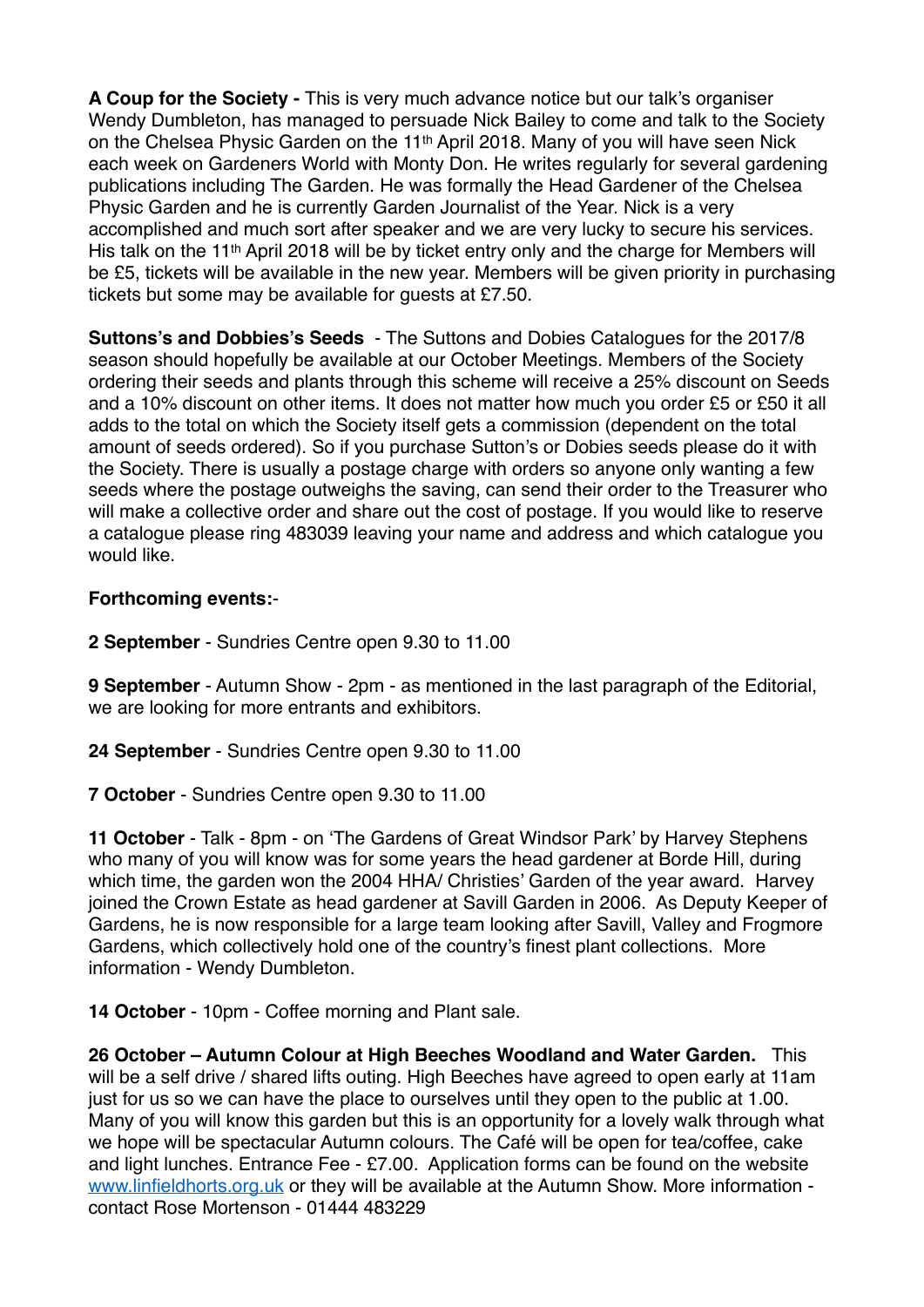**A Coup for the Society -** This is very much advance notice but our talk's organiser Wendy Dumbleton, has managed to persuade Nick Bailey to come and talk to the Society on the Chelsea Physic Garden on the 11th April 2018. Many of you will have seen Nick each week on Gardeners World with Monty Don. He writes regularly for several gardening publications including The Garden. He was formally the Head Gardener of the Chelsea Physic Garden and he is currently Garden Journalist of the Year. Nick is a very accomplished and much sort after speaker and we are very lucky to secure his services. His talk on the 11th April 2018 will be by ticket entry only and the charge for Members will be £5, tickets will be available in the new year. Members will be given priority in purchasing tickets but some may be available for guests at £7.50.

**Suttons's and Dobbies's Seeds** - The Suttons and Dobies Catalogues for the 2017/8 season should hopefully be available at our October Meetings. Members of the Society ordering their seeds and plants through this scheme will receive a 25% discount on Seeds and a 10% discount on other items. It does not matter how much you order £5 or £50 it all adds to the total on which the Society itself gets a commission (dependent on the total amount of seeds ordered). So if you purchase Sutton's or Dobies seeds please do it with the Society. There is usually a postage charge with orders so anyone only wanting a few seeds where the postage outweighs the saving, can send their order to the Treasurer who will make a collective order and share out the cost of postage. If you would like to reserve a catalogue please ring 483039 leaving your name and address and which catalogue you would like.

**Forthcoming events:**-

**2 September** - Sundries Centre open 9.30 to 11.00

**9 September** - Autumn Show - 2pm - as mentioned in the last paragraph of the Editorial, we are looking for more entrants and exhibitors.

**24 September** - Sundries Centre open 9.30 to 11.00

**7 October** - Sundries Centre open 9.30 to 11.00

**11 October** - Talk - 8pm - on 'The Gardens of Great Windsor Park' by Harvey Stephens who many of you will know was for some years the head gardener at Borde Hill, during which time, the garden won the 2004 HHA/ Christies' Garden of the year award. Harvey joined the Crown Estate as head gardener at Savill Garden in 2006. As Deputy Keeper of Gardens, he is now responsible for a large team looking after Savill, Valley and Frogmore Gardens, which collectively hold one of the country's finest plant collections. More information - Wendy Dumbleton.

**14 October** - 10pm - Coffee morning and Plant sale.

**26 October – Autumn Colour at High Beeches Woodland and Water Garden.** This will be a self drive / shared lifts outing. High Beeches have agreed to open early at 11am just for us so we can have the place to ourselves until they open to the public at 1.00. Many of you will know this garden but this is an opportunity for a lovely walk through what we hope will be spectacular Autumn colours. The Café will be open for tea/coffee, cake and light lunches. Entrance Fee - £7.00. Application forms can be found on the website www.linfieldhorts.org.uk or they will be available at the Autumn Show. More information - contact Rose Mortenson - 01444 483229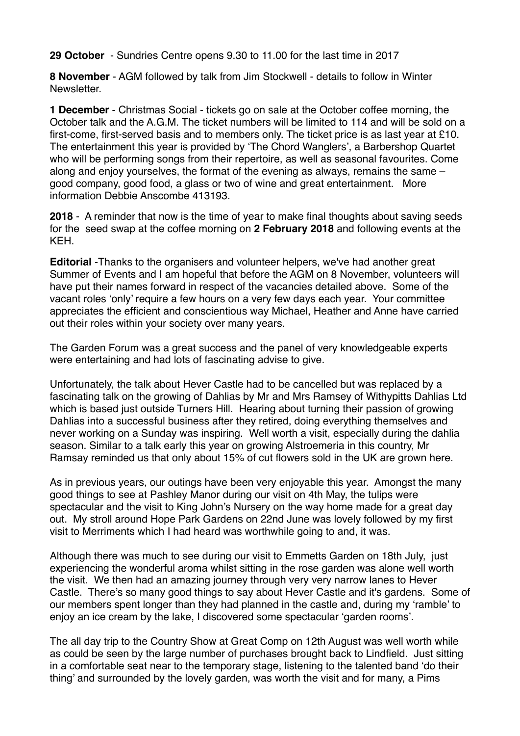**29 October** - Sundries Centre opens 9.30 to 11.00 for the last time in 2017

**8 November** - AGM followed by talk from Jim Stockwell - details to follow in Winter Newsletter.

**1 December** - Christmas Social - tickets go on sale at the October coffee morning, the October talk and the A.G.M. The ticket numbers will be limited to 114 and will be sold on a first-come, first-served basis and to members only. The ticket price is as last year at £10. The entertainment this year is provided by 'The Chord Wanglers', a Barbershop Quartet who will be performing songs from their repertoire, as well as seasonal favourites. Come along and enjoy yourselves, the format of the evening as always, remains the same – good company, good food, a glass or two of wine and great entertainment. More information Debbie Anscombe 413193.

**2018** - A reminder that now is the time of year to make final thoughts about saving seeds for the seed swap at the coffee morning on **2 February 2018** and following events at the KEH.

**Editorial** -Thanks to the organisers and volunteer helpers, we've had another great Summer of Events and I am hopeful that before the AGM on 8 November, volunteers will have put their names forward in respect of the vacancies detailed above. Some of the vacant roles 'only' require a few hours on a very few days each year. Your committee appreciates the efficient and conscientious way Michael, Heather and Anne have carried out their roles within your society over many years.

The Garden Forum was a great success and the panel of very knowledgeable experts were entertaining and had lots of fascinating advise to give.

Unfortunately, the talk about Hever Castle had to be cancelled but was replaced by a fascinating talk on the growing of Dahlias by Mr and Mrs Ramsey of Withypitts Dahlias Ltd which is based just outside Turners Hill. Hearing about turning their passion of growing Dahlias into a successful business after they retired, doing everything themselves and never working on a Sunday was inspiring. Well worth a visit, especially during the dahlia season. Similar to a talk early this year on growing Alstroemeria in this country, Mr Ramsay reminded us that only about 15% of cut flowers sold in the UK are grown here.

As in previous years, our outings have been very enjoyable this year. Amongst the many good things to see at Pashley Manor during our visit on 4th May, the tulips were spectacular and the visit to King John's Nursery on the way home made for a great day out. My stroll around Hope Park Gardens on 22nd June was lovely followed by my first visit to Merriments which I had heard was worthwhile going to and, it was.

Although there was much to see during our visit to Emmetts Garden on 18th July, just experiencing the wonderful aroma whilst sitting in the rose garden was alone well worth the visit. We then had an amazing journey through very very narrow lanes to Hever Castle. There's so many good things to say about Hever Castle and it's gardens. Some of our members spent longer than they had planned in the castle and, during my 'ramble' to enjoy an ice cream by the lake, I discovered some spectacular 'garden rooms'.

The all day trip to the Country Show at Great Comp on 12th August was well worth while as could be seen by the large number of purchases brought back to Lindfield. Just sitting in a comfortable seat near to the temporary stage, listening to the talented band 'do their thing' and surrounded by the lovely garden, was worth the visit and for many, a Pims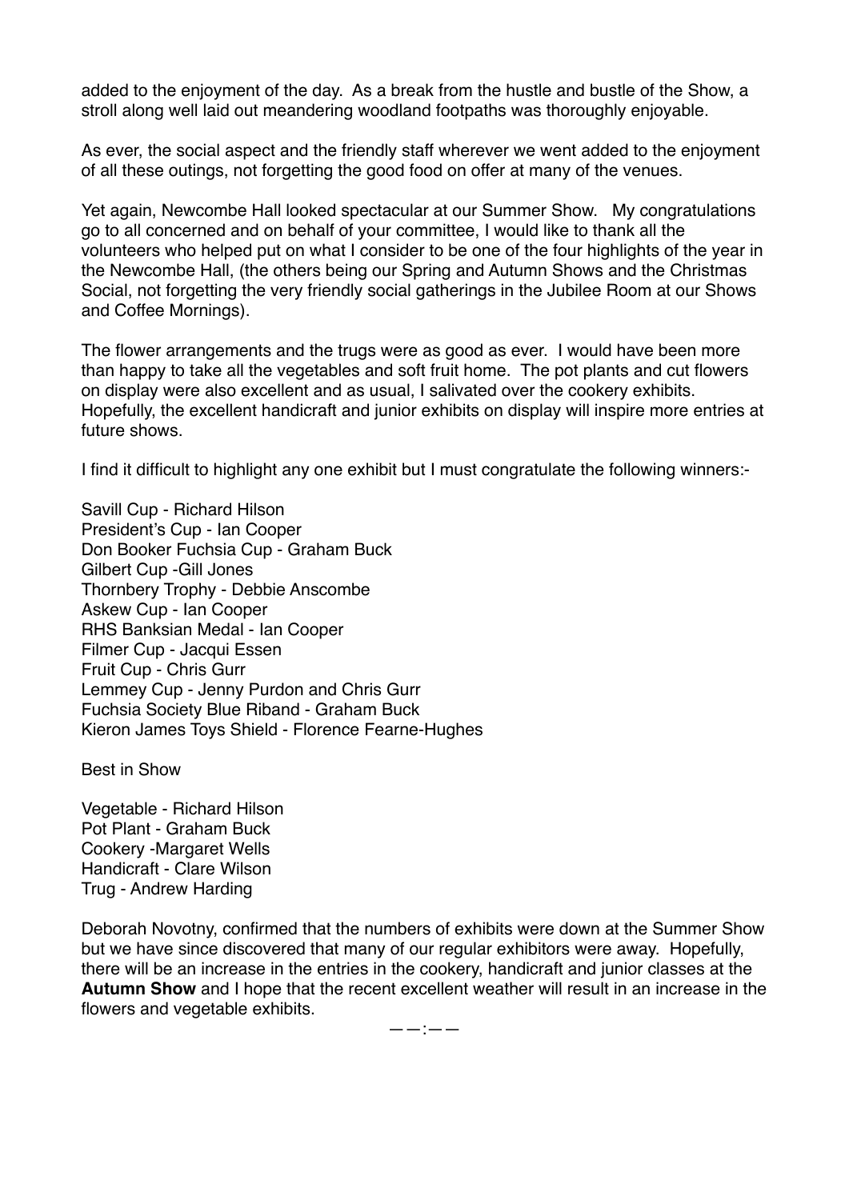added to the enjoyment of the day. As a break from the hustle and bustle of the Show, a stroll along well laid out meandering woodland footpaths was thoroughly enjoyable.

As ever, the social aspect and the friendly staff wherever we went added to the enjoyment of all these outings, not forgetting the good food on offer at many of the venues.

Yet again, Newcombe Hall looked spectacular at our Summer Show. My congratulations go to all concerned and on behalf of your committee, I would like to thank all the volunteers who helped put on what I consider to be one of the four highlights of the year in the Newcombe Hall, (the others being our Spring and Autumn Shows and the Christmas Social, not forgetting the very friendly social gatherings in the Jubilee Room at our Shows and Coffee Mornings).

The flower arrangements and the trugs were as good as ever. I would have been more than happy to take all the vegetables and soft fruit home. The pot plants and cut flowers on display were also excellent and as usual, I salivated over the cookery exhibits. Hopefully, the excellent handicraft and junior exhibits on display will inspire more entries at future shows.

I find it difficult to highlight any one exhibit but I must congratulate the following winners:-

Savill Cup - Richard Hilson
President's Cup - Ian Cooper
Don Booker Fuchsia Cup - Graham Buck
Gilbert Cup -Gill Jones
Thornbery Trophy - Debbie Anscombe
Askew Cup - Ian Cooper
RHS Banksian Medal - Ian Cooper
Filmer Cup - Jacqui Essen
Fruit Cup - Chris Gurr
Lemmey Cup - Jenny Purdon and Chris Gurr
Fuchsia Society Blue Riband - Graham Buck
Kieron James Toys Shield - Florence Fearne-Hughes

Best in Show

Vegetable - Richard Hilson
Pot Plant - Graham Buck
Cookery -Margaret Wells
Handicraft - Clare Wilson
Trug - Andrew Harding

Deborah Novotny, confirmed that the numbers of exhibits were down at the Summer Show but we have since discovered that many of our regular exhibitors were away. Hopefully, there will be an increase in the entries in the cookery, handicraft and junior classes at the **Autumn Show** and I hope that the recent excellent weather will result in an increase in the flowers and vegetable exhibits.

——:——